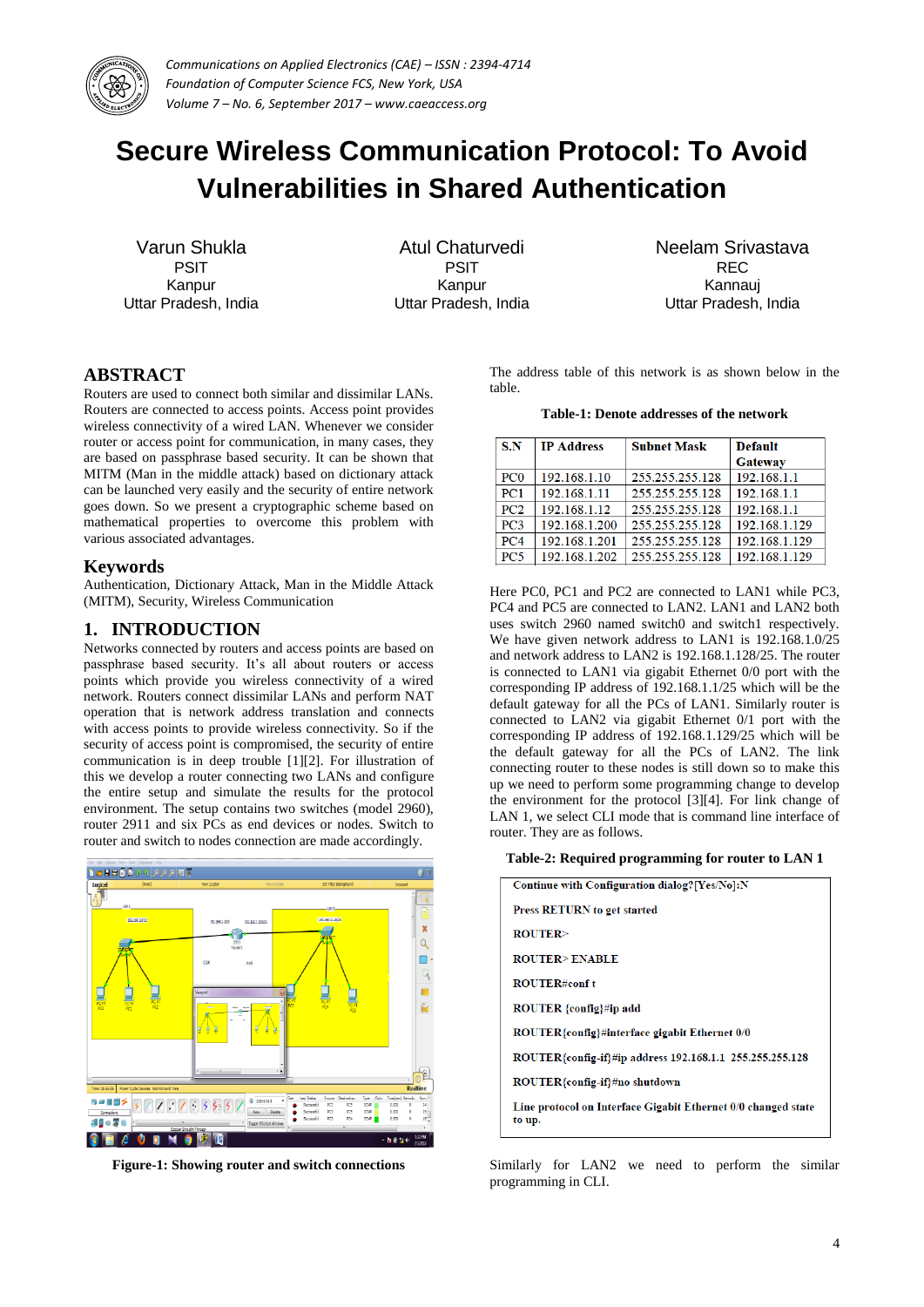# Secure Wireless Communication Protocol: To Avoid Vulnerabilities in Shared Authentication

Varun Shukla
PSIT
Kanpur
Uttar Pradesh, India

Atul Chaturvedi
PSIT
Kanpur
Uttar Pradesh, India

Neelam Srivastava
REC
Kannauj
Uttar Pradesh, India

## ABSTRACT

Routers are used to connect both similar and dissimilar LANs. Routers are connected to access points. Access point provides wireless connectivity of a wired LAN. Whenever we consider router or access point for communication, in many cases, they are based on passphrase based security. It can be shown that MITM (Man in the middle attack) based on dictionary attack can be launched very easily and the security of entire network goes down. So we present a cryptographic scheme based on mathematical properties to overcome this problem with various associated advantages.

## Keywords

Authentication, Dictionary Attack, Man in the Middle Attack (MITM), Security, Wireless Communication

## 1. INTRODUCTION

Networks connected by routers and access points are based on passphrase based security. It's all about routers or access points which provide you wireless connectivity of a wired network. Routers connect dissimilar LANs and perform NAT operation that is network address translation and connects with access points to provide wireless connectivity. So if the security of access point is compromised, the security of entire communication is in deep trouble [1][2]. For illustration of this we develop a router connecting two LANs and configure the entire setup and simulate the results for the protocol environment. The setup contains two switches (model 2960), router 2911 and six PCs as end devices or nodes. Switch to router and switch to nodes connection are made accordingly.

**Figure-1: Showing router and switch connections**

The address table of this network is as shown below in the table.

**Table-1: Denote addresses of the network**

| S.N | IP Address | Subnet Mask | Default Gateway |
|---|---|---|---|
| PC0 | 192.168.1.10 | 255.255.255.128 | 192.168.1.1 |
| PC1 | 192.168.1.11 | 255.255.255.128 | 192.168.1.1 |
| PC2 | 192.168.1.12 | 255.255.255.128 | 192.168.1.1 |
| PC3 | 192.168.1.200 | 255.255.255.128 | 192.168.1.129 |
| PC4 | 192.168.1.201 | 255.255.255.128 | 192.168.1.129 |
| PC5 | 192.168.1.202 | 255.255.255.128 | 192.168.1.129 |

Here PC0, PC1 and PC2 are connected to LAN1 while PC3, PC4 and PC5 are connected to LAN2. LAN1 and LAN2 both uses switch 2960 named switch0 and switch1 respectively. We have given network address to LAN1 is 192.168.1.0/25 and network address to LAN2 is 192.168.1.128/25. The router is connected to LAN1 via gigabit Ethernet 0/0 port with the corresponding IP address of 192.168.1.1/25 which will be the default gateway for all the PCs of LAN1. Similarly router is connected to LAN2 via gigabit Ethernet 0/1 port with the corresponding IP address of 192.168.1.129/25 which will be the default gateway for all the PCs of LAN2. The link connecting router to these nodes is still down so to make this up we need to perform some programming change to develop the environment for the protocol [3][4]. For link change of LAN 1, we select CLI mode that is command line interface of router. They are as follows.

**Table-2: Required programming for router to LAN 1**

```
Continue with Configuration dialog?[Yes/No]:N

Press RETURN to get started

ROUTER>

ROUTER> ENABLE

ROUTER#conf t

ROUTER {config}#ip add

ROUTER{config}#interface gigabit Ethernet 0/0

ROUTER{config-if}#ip address 192.168.1.1  255.255.255.128

ROUTER{config-if}#no shutdown

Line protocol on Interface Gigabit Ethernet 0/0 changed state to up.
```

Similarly for LAN2 we need to perform the similar programming in CLI.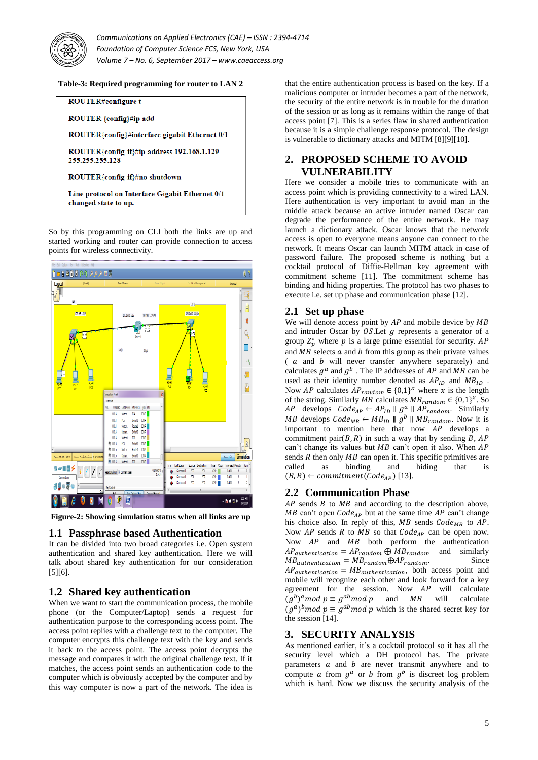**Table-3: Required programming for router to LAN 2**

```
ROUTER#configure t

ROUTER {config}#ip add

ROUTER{config}#interface gigabit Ethernet 0/1

ROUTER{config-if}#ip address 192.168.1.129
255.255.255.128

ROUTER{config-if}#no shutdown

Line protocol on Interface Gigabit Ethernet 0/1
changed state to up.
```

So by this programming on CLI both the links are up and started working and router can provide connection to access points for wireless connectivity.

**Figure-2: Showing simulation status when all links are up**

## 1.1 Passphrase based Authentication

It can be divided into two broad categories i.e. Open system authentication and shared key authentication. Here we will talk about shared key authentication for our consideration [5][6].

## 1.2 Shared key authentication

When we want to start the communication process, the mobile phone (or the Computer/Laptop) sends a request for authentication purpose to the corresponding access point. The access point replies with a challenge text to the computer. The computer encrypts this challenge text with the key and sends it back to the access point. The access point decrypts the message and compares it with the original challenge text. If it matches, the access point sends an authentication code to the computer which is obviously accepted by the computer and by this way computer is now a part of the network. The idea is that the entire authentication process is based on the key. If a malicious computer or intruder becomes a part of the network, the security of the entire network is in trouble for the duration of the session or as long as it remains within the range of that access point [7]. This is a series flaw in shared authentication because it is a simple challenge response protocol. The design is vulnerable to dictionary attacks and MITM [8][9][10].

# 2. PROPOSED SCHEME TO AVOID VULNERABILITY

Here we consider a mobile tries to communicate with an access point which is providing connectivity to a wired LAN. Here authentication is very important to avoid man in the middle attack because an active intruder named Oscar can degrade the performance of the entire network. He may launch a dictionary attack. Oscar knows that the network access is open to everyone means anyone can connect to the network. It means Oscar can launch MITM attack in case of password failure. The proposed scheme is nothing but a cocktail protocol of Diffie-Hellman key agreement with commitment scheme [11]. The commitment scheme has binding and hiding properties. The protocol has two phases to execute i.e. set up phase and communication phase [12].

## 2.1 Set up phase

We will denote access point by $AP$ and mobile device by $MB$ and intruder Oscar by $OS$.Let $g$ represents a generator of a group $Z_p^*$ where $p$ is a large prime essential for security. $AP$ and $MB$ selects $a$ and $b$ from this group as their private values ( $a$ and $b$ will never transfer anywhere separately) and calculates $g^a$ and $g^b$ . The IP addresses of $AP$ and $MB$ can be used as their identity number denoted as $AP_{ID}$ and $MB_{ID}$ . Now $AP$ calculates $AP_{random} \in \{0,1\}^x$ where $x$ is the length of the string. Similarly $MB$ calculates $MB_{random} \in \{0,1\}^x$. So $AP$ develops $Code_{AP} \leftarrow AP_{ID} \parallel g^a \parallel AP_{random}$. Similarly $MB$ develops $Code_{MB} \leftarrow MB_{ID} \parallel g^b \parallel MB_{random}$. Now it is important to mention here that now $AP$ develops commitment pair$(B,R)$ in such a way that by sending $B$, $AP$ can't change its values but $MB$ can't open it also. When $AP$ sends $R$ then only $MB$ can open it. This special primitives are called as binding and hiding that is $(B,R) \leftarrow commitment(Code_{AP})$ [13].

## 2.2 Communication Phase

$AP$ sends $B$ to $MB$ and according to the description above, $MB$ can't open $Code_{AP}$ but at the same time $AP$ can't change his choice also. In reply of this, $MB$ sends $Code_{MB}$ to $AP$. Now $AP$ sends $R$ to $MB$ so that $Code_{AP}$ can be open now. Now $AP$ and $MB$ both perform the authentication $AP_{authentication} = AP_{random} \oplus MB_{random}$ and similarly $MB_{authentication} = MB_{random} \oplus AP_{random}$. Since $AP_{authentication} = MB_{authentication}$, both access point and mobile will recognize each other and look forward for a key agreement for the session. Now $AP$ will calculate $(g^b)^a mod\ p \equiv g^{ab} mod\ p$ and $MB$ will calculate $(g^a)^b mod\ p \equiv g^{ab} mod\ p$ which is the shared secret key for the session [14].

# 3. SECURITY ANALYSIS

As mentioned earlier, it's a cocktail protocol so it has all the security level which a DH protocol has. The private parameters $a$ and $b$ are never transmit anywhere and to compute $a$ from $g^a$ or $b$ from $g^b$ is discreet log problem which is hard. Now we discuss the security analysis of the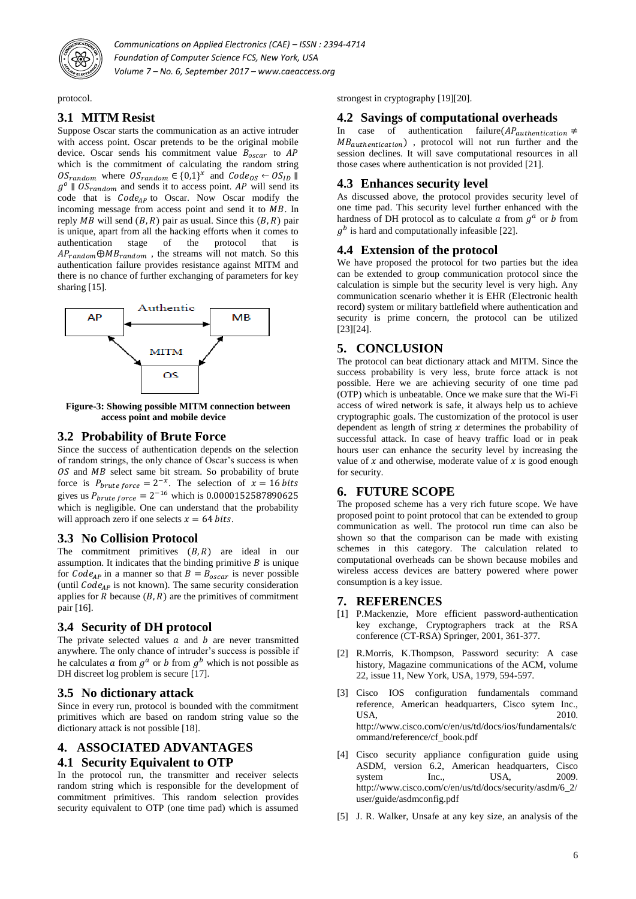protocol.

## 3.1 MITM Resist

Suppose Oscar starts the communication as an active intruder with access point. Oscar pretends to be the original mobile device. Oscar sends his commitment value $B_{oscar}$ to $AP$ which is the commitment of calculating the random string $OS_{random}$ where $OS_{random} \in \{0,1\}^x$ and $Code_{OS} \leftarrow OS_{ID} \parallel g^a \parallel OS_{random}$ and sends it to access point. $AP$ will send its code that is $Code_{AP}$ to Oscar. Now Oscar modify the incoming message from access point and send it to $MB$. In reply $MB$ will send $(B, R)$ pair as usual. Since this $(B, R)$ pair is unique, apart from all the hacking efforts when it comes to authentication stage of the protocol that is $AP_{random} \oplus MB_{random}$ , the streams will not match. So this authentication failure provides resistance against MITM and there is no chance of further exchanging of parameters for key sharing [15].

**Figure-3: Showing possible MITM connection between access point and mobile device**

## 3.2 Probability of Brute Force

Since the success of authentication depends on the selection of random strings, the only chance of Oscar's success is when $OS$ and $MB$ select same bit stream. So probability of brute force is $P_{brute\ force} = 2^{-x}$. The selection of $x = 16\ bits$ gives us $P_{brute\ force} = 2^{-16}$ which is 0.0000152587890625 which is negligible. One can understand that the probability will approach zero if one selects $x = 64\ bits$.

## 3.3 No Collision Protocol

The commitment primitives $(B, R)$ are ideal in our assumption. It indicates that the binding primitive $B$ is unique for $Code_{AP}$ in a manner so that $B = B_{oscar}$ is never possible (until $Code_{AP}$ is not known). The same security consideration applies for $R$ because $(B, R)$ are the primitives of commitment pair [16].

## 3.4 Security of DH protocol

The private selected values $a$ and $b$ are never transmitted anywhere. The only chance of intruder's success is possible if he calculates $a$ from $g^a$ or $b$ from $g^b$ which is not possible as DH discreet log problem is secure [17].

## 3.5 No dictionary attack

Since in every run, protocol is bounded with the commitment primitives which are based on random string value so the dictionary attack is not possible [18].

# 4. ASSOCIATED ADVANTAGES

## 4.1 Security Equivalent to OTP

In the protocol run, the transmitter and receiver selects random string which is responsible for the development of commitment primitives. This random selection provides security equivalent to OTP (one time pad) which is assumed strongest in cryptography [19][20].

## 4.2 Savings of computational overheads

In case of authentication failure($AP_{authentication} \neq MB_{authentication}$) , protocol will not run further and the session declines. It will save computational resources in all those cases where authentication is not provided [21].

## 4.3 Enhances security level

As discussed above, the protocol provides security level of one time pad. This security level further enhanced with the hardness of DH protocol as to calculate $a$ from $g^a$ or $b$ from $g^b$ is hard and computationally infeasible [22].

## 4.4 Extension of the protocol

We have proposed the protocol for two parties but the idea can be extended to group communication protocol since the calculation is simple but the security level is very high. Any communication scenario whether it is EHR (Electronic health record) system or military battlefield where authentication and security is prime concern, the protocol can be utilized [23][24].

# 5. CONCLUSION

The protocol can beat dictionary attack and MITM. Since the success probability is very less, brute force attack is not possible. Here we are achieving security of one time pad (OTP) which is unbeatable. Once we make sure that the Wi-Fi access of wired network is safe, it always help us to achieve cryptographic goals. The customization of the protocol is user dependent as length of string $x$ determines the probability of successful attack. In case of heavy traffic load or in peak hours user can enhance the security level by increasing the value of $x$ and otherwise, moderate value of $x$ is good enough for security.

# 6. FUTURE SCOPE

The proposed scheme has a very rich future scope. We have proposed point to point protocol that can be extended to group communication as well. The protocol run time can also be shown so that the comparison can be made with existing schemes in this category. The calculation related to computational overheads can be shown because mobiles and wireless access devices are battery powered where power consumption is a key issue.

# 7. REFERENCES

[1] P.Mackenzie, More efficient password-authentication key exchange, Cryptographers track at the RSA conference (CT-RSA) Springer, 2001, 361-377.

[2] R.Morris, K.Thompson, Password security: A case history, Magazine communications of the ACM, volume 22, issue 11, New York, USA, 1979, 594-597.

[3] Cisco IOS configuration fundamentals command reference, American headquarters, Cisco sytem Inc., USA, 2010. http://www.cisco.com/c/en/us/td/docs/ios/fundamentals/command/reference/cf_book.pdf

[4] Cisco security appliance configuration guide using ASDM, version 6.2, American headquarters, Cisco system Inc., USA, 2009. http://www.cisco.com/c/en/us/td/docs/security/asdm/6_2/user/guide/asdmconfig.pdf

[5] J. R. Walker, Unsafe at any key size, an analysis of the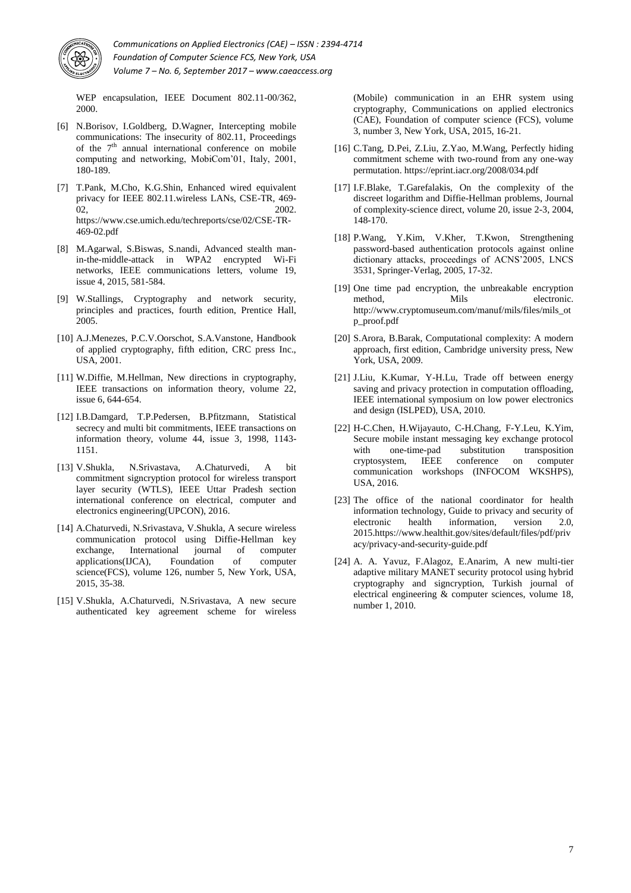WEP encapsulation, IEEE Document 802.11-00/362, 2000.

[6] N.Borisov, I.Goldberg, D.Wagner, Intercepting mobile communications: The insecurity of 802.11, Proceedings of the 7th annual international conference on mobile computing and networking, MobiCom'01, Italy, 2001, 180-189.

[7] T.Pank, M.Cho, K.G.Shin, Enhanced wired equivalent privacy for IEEE 802.11.wireless LANs, CSE-TR, 469-02, 2002. https://www.cse.umich.edu/techreports/cse/02/CSE-TR-469-02.pdf

[8] M.Agarwal, S.Biswas, S.nandi, Advanced stealth man-in-the-middle-attack in WPA2 encrypted Wi-Fi networks, IEEE communications letters, volume 19, issue 4, 2015, 581-584.

[9] W.Stallings, Cryptography and network security, principles and practices, fourth edition, Prentice Hall, 2005.

[10] A.J.Menezes, P.C.V.Oorschot, S.A.Vanstone, Handbook of applied cryptography, fifth edition, CRC press Inc., USA, 2001.

[11] W.Diffie, M.Hellman, New directions in cryptography, IEEE transactions on information theory, volume 22, issue 6, 644-654.

[12] I.B.Damgard, T.P.Pedersen, B.Pfitzmann, Statistical secrecy and multi bit commitments, IEEE transactions on information theory, volume 44, issue 3, 1998, 1143-1151.

[13] V.Shukla, N.Srivastava, A.Chaturvedi, A bit commitment signcryption protocol for wireless transport layer security (WTLS), IEEE Uttar Pradesh section international conference on electrical, computer and electronics engineering(UPCON), 2016.

[14] A.Chaturvedi, N.Srivastava, V.Shukla, A secure wireless communication protocol using Diffie-Hellman key exchange, International journal of computer applications(IJCA), Foundation of computer science(FCS), volume 126, number 5, New York, USA, 2015, 35-38.

[15] V.Shukla, A.Chaturvedi, N.Srivastava, A new secure authenticated key agreement scheme for wireless (Mobile) communication in an EHR system using cryptography, Communications on applied electronics (CAE), Foundation of computer science (FCS), volume 3, number 3, New York, USA, 2015, 16-21.

[16] C.Tang, D.Pei, Z.Liu, Z.Yao, M.Wang, Perfectly hiding commitment scheme with two-round from any one-way permutation. https://eprint.iacr.org/2008/034.pdf

[17] I.F.Blake, T.Garefalakis, On the complexity of the discreet logarithm and Diffie-Hellman problems, Journal of complexity-science direct, volume 20, issue 2-3, 2004, 148-170.

[18] P.Wang, Y.Kim, V.Kher, T.Kwon, Strengthening password-based authentication protocols against online dictionary attacks, proceedings of ACNS'2005, LNCS 3531, Springer-Verlag, 2005, 17-32.

[19] One time pad encryption, the unbreakable encryption method, Mils electronic. http://www.cryptomuseum.com/manuf/mils/files/mils_otp_proof.pdf

[20] S.Arora, B.Barak, Computational complexity: A modern approach, first edition, Cambridge university press, New York, USA, 2009.

[21] J.Liu, K.Kumar, Y-H.Lu, Trade off between energy saving and privacy protection in computation offloading, IEEE international symposium on low power electronics and design (ISLPED), USA, 2010.

[22] H-C.Chen, H.Wijayauto, C-H.Chang, F-Y.Leu, K.Yim, Secure mobile instant messaging key exchange protocol with one-time-pad substitution transposition cryptosystem, IEEE conference on computer communication workshops (INFOCOM WKSHPS), USA, 2016.

[23] The office of the national coordinator for health information technology, Guide to privacy and security of electronic health information, version 2.0, 2015.https://www.healthit.gov/sites/default/files/pdf/privacy/privacy-and-security-guide.pdf

[24] A. A. Yavuz, F.Alagoz, E.Anarim, A new multi-tier adaptive military MANET security protocol using hybrid cryptography and signcryption, Turkish journal of electrical engineering & computer sciences, volume 18, number 1, 2010.